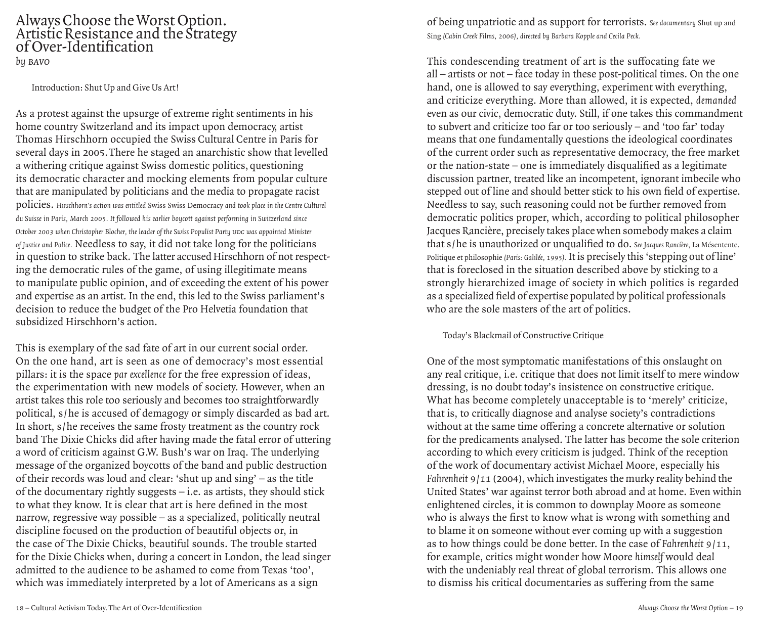# Always Choose the Worst Option. Artistic Resistance and the Strategy of Over-Identification

*by BAVO*

## Introduction: Shut Up and Give Us Art!

As a protest against the upsurge of extreme right sentiments in his home country Switzerland and its impact upon democracy, artist Thomas Hirschhorn occupied the Swiss Cultural Centre in Paris for several days in 2005. There he staged an anarchistic show that levelled a withering critique against Swiss domestic politics, questioning its democratic character and mocking elements from popular culture that are manipulated by politicians and the media to propagate racist policies. *Hirschhorn's action was entitled* Swiss Swiss Democracy *and took place in the Centre Culturel du Suisse in Paris, March 2005. It followed his earlier boycott against performing in Switzerland since October 2003 when Christopher Blocher, the leader of the Swiss Populist Party UDC was appointed Minister of Justice and Police.* Needless to say, it did not take long for the politicians in question to strike back. The latter accused Hirschhorn of not respecting the democratic rules of the game, of using illegitimate means to manipulate public opinion, and of exceeding the extent of his power and expertise as an artist. In the end, this led to the Swiss parliament's decision to reduce the budget of the Pro Helvetia foundation that subsidized Hirschhorn's action.

This is exemplary of the sad fate of art in our current social order. On the one hand, art is seen as one of democracy's most essential pillars: it is the space *par excellence* for the free expression of ideas, the experimentation with new models of society. However, when an artist takes this role too seriously and becomes too straightforwardly political, s/he is accused of demagogy or simply discarded as bad art. In short, s/he receives the same frosty treatment as the country rock band The Dixie Chicks did after having made the fatal error of uttering a word of criticism against G.W. Bush's war on Iraq. The underlying message of the organized boycotts of the band and public destruction of their records was loud and clear: 'shut up and sing' – as the title of the documentary rightly suggests – i.e. as artists, they should stick to what they know. It is clear that art is here defined in the most narrow, regressive way possible – as a specialized, politically neutral discipline focused on the production of beautiful objects or, in the case of The Dixie Chicks, beautiful sounds. The trouble started for the Dixie Chicks when, during a concert in London, the lead singer admitted to the audience to be ashamed to come from Texas 'too', which was immediately interpreted by a lot of Americans as a sign of being unpatriotic and as support for terrorists. *See documentary* Shut up and Sing *(Cabin Creek Films, 2006), directed by Barbara Kopple and Cecila Peck.*

This condescending treatment of art is the suffocating fate we all – artists or not – face today in these post-political times. On the one hand, one is allowed to say everything, experiment with everything, and criticize everything. More than allowed, it is expected, *demanded* even as our civic, democratic duty. Still, if one takes this commandment to subvert and criticize too far or too seriously – and 'too far' today means that one fundamentally questions the ideological coordinates of the current order such as representative democracy, the free market or the nation-state – one is immediately disqualified as a legitimate discussion partner, treated like an incompetent, ignorant imbecile who stepped out of line and should better stick to his own field of expertise. Needless to say, such reasoning could not be further removed from democratic politics proper, which, according to political philosopher Jacques Rancière, precisely takes place when somebody makes a claim that s/he is unauthorized or unqualified to do. *See Jacques Rancière,* La Mésentente. Politique et philosophie *(Paris: Galilée, 1995).* It is precisely this 'stepping out of line' that is foreclosed in the situation described above by sticking to a strongly hierarchized image of society in which politics is regarded as a specialized field of expertise populated by political professionals who are the sole masters of the art of politics.

## Today's Blackmail of Constructive Critique

One of the most symptomatic manifestations of this onslaught on any real critique, i.e. critique that does not limit itself to mere window dressing, is no doubt today's insistence on constructive critique. What has become completely unacceptable is to 'merely' criticize, that is, to critically diagnose and analyse society's contradictions without at the same time offering a concrete alternative or solution for the predicaments analysed. The latter has become the sole criterion according to which every criticism is judged. Think of the reception of the work of documentary activist Michael Moore, especially his *Fahrenheit 9/11* (2004), which investigates the murky reality behind the United States' war against terror both abroad and at home. Even within enlightened circles, it is common to downplay Moore as someone who is always the first to know what is wrong with something and to blame it on someone without ever coming up with a suggestion as to how things could be done better. In the case of *Fahrenheit 9/11*, for example, critics might wonder how Moore *himself* would deal with the undeniably real threat of global terrorism. This allows one to dismiss his critical documentaries as suffering from the same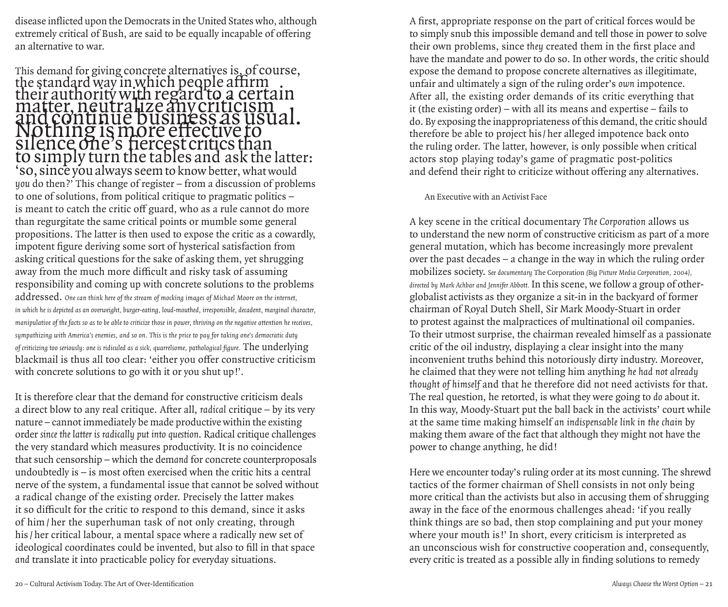disease inflicted upon the Democrats in the United States who, although extremely critical of Bush, are said to be equally incapable of offering an alternative to war.

This demand for giving concrete alternatives is, of course, the standard way in which people affirm their authority with regard to a certain matter, neutralize any criticism and continue business as usual. Nothing is more effective to silence one's fiercest critics than to simply turn the tables and ask the latter: 'so, since you always seem to know better, what would *you* do then?' This change of register – from a discussion of problems to one of solutions, from political critique to pragmatic politics – is meant to catch the critic off guard, who as a rule cannot do more than regurgitate the same critical points or mumble some general propositions. The latter is then used to expose the critic as a cowardly, impotent figure deriving some sort of hysterical satisfaction from asking critical questions for the sake of asking them, yet shrugging away from the much more difficult and risky task of assuming responsibility and coming up with concrete solutions to the problems addressed. *One can think here of the stream of mocking images of Michael Moore on the internet, in which he is depicted as an overweight, burger-eating, loud-mouthed, irresponsible, decadent, marginal character, manipulative of the facts so as to be able to criticize those in power, thriving on the negative attention he receives, sympathizing with America's enemies, and so on. This is the price to pay for taking one's democratic duty of criticizing too seriously: one is ridiculed as a sick, quarrelsome, pathological figure.* The underlying blackmail is thus all too clear: 'either you offer constructive criticism with concrete solutions to go with it or you shut up!'.

It is therefore clear that the demand for constructive criticism deals a direct blow to any real critique. After all, *radical* critique – by its very nature – cannot immediately be made productive within the existing order *since the latter is radically put into question*. Radical critique challenges the very standard which measures productivity. It is no coincidence that such censorship – which the dem*and* for concrete counterproposals undoubtedly is – is most often exercised when the critic hits a central nerve of the system, a fundamental issue that cannot be solved without a radical change of the existing order. Precisely the latter makes it so difficult for the critic to respond to this demand, since it asks of him / her the superhuman task of not only creating, through his / her critical labour, a mental space where a radically new set of ideological coordinates could be invented, but also to fill in that space *and* translate it into practicable policy for everyday situations.

A first, appropriate response on the part of critical forces would be to simply snub this impossible demand and tell those in power to solve their own problems, since *they* created them in the first place and have the mandate and power to do so. In other words, the critic should expose the demand to propose concrete alternatives as illegitimate, unfair and ultimately a sign of the ruling order's *own* impotence. After all, the existing order demands of its critic everything that it (the existing order) – with all its means and expertise – fails to do. By exposing the inappropriateness of this demand, the critic should therefore be able to project his / her alleged impotence back onto the ruling order. The latter, however, is only possible when critical actors stop playing today's game of pragmatic post-politics and defend their right to criticize without offering any alternatives.

## An Executive with an Activist Face

A key scene in the critical documentary *The Corporation* allows us to understand the new norm of constructive criticism as part of a more general mutation, which has become increasingly more prevalent over the past decades – a change in the way in which the ruling order mobilizes society. *See documentary* The Corporation *(Big Picture Media Corporation, 2004), directed by Mark Achbar and Jennifer Abbott.* In this scene, we follow a group of other-globalist activists as they organize a sit-in in the backyard of former chairman of Royal Dutch Shell, Sir Mark Moody-Stuart in order to protest against the malpractices of multinational oil companies. To their utmost surprise, the chairman revealed himself as a passionate critic of the oil industry, displaying a clear insight into the many inconvenient truths behind this notoriously dirty industry. Moreover, he claimed that they were not telling him anything *he had not already thought of himself* and that he therefore did not need activists for that. The real question, he retorted, is what they were going to *do* about it. In this way, Moody-Stuart put the ball back in the activists' court while at the same time making himself *an indispensable link in the chain* by making them aware of the fact that although they might not have the power to change anything, he did!

Here we encounter today's ruling order at its most cunning. The shrewd tactics of the former chairman of Shell consists in not only being more critical than the activists but also in accusing them of shrugging away in the face of the enormous challenges ahead: 'if you really think things are so bad, then stop complaining and put your money where your mouth is!' In short, every criticism is interpreted as an unconscious wish for constructive cooperation and, consequently, every critic is treated as a possible ally in finding solutions to remedy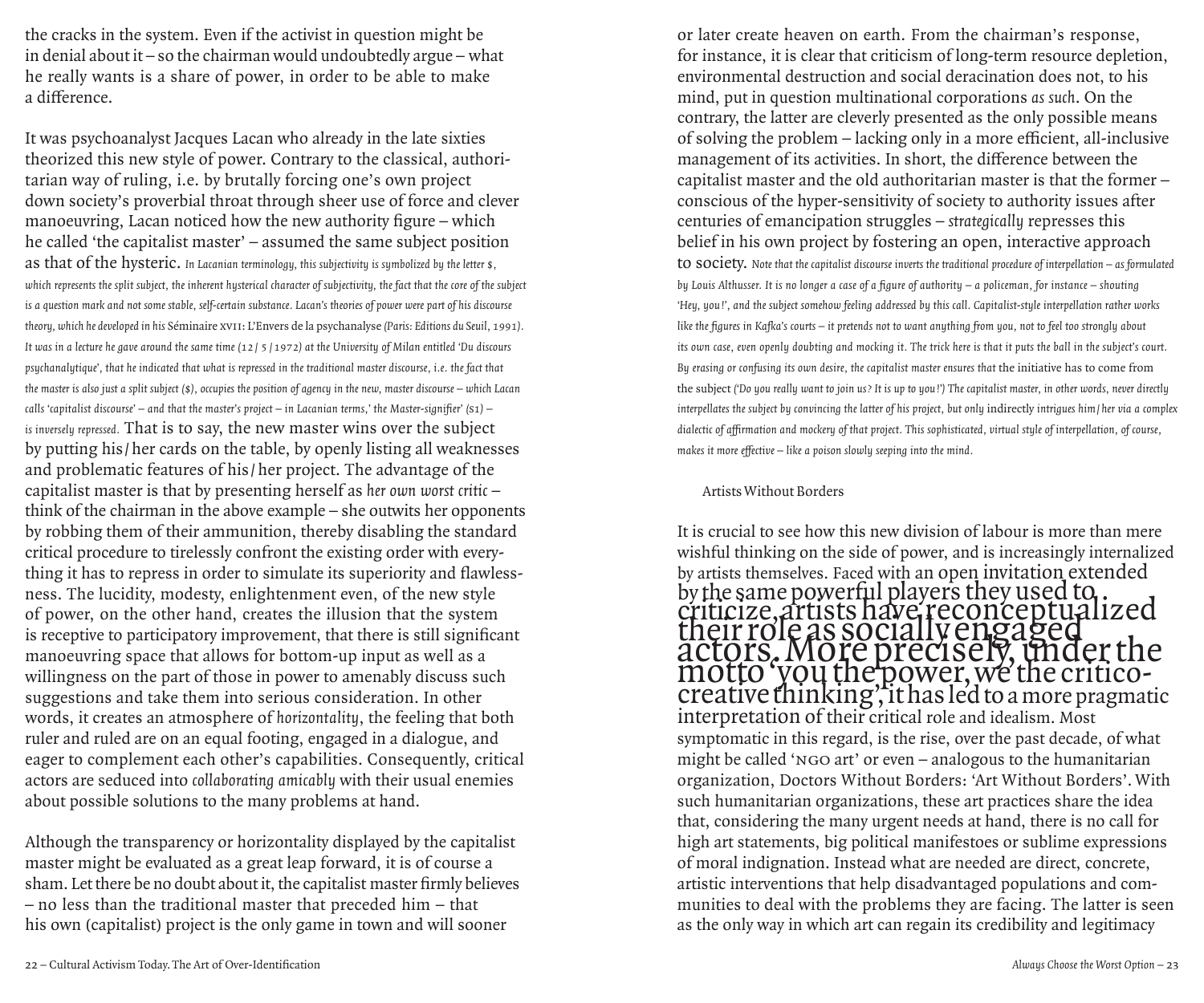the cracks in the system. Even if the activist in question might be in denial about it – so the chairman would undoubtedly argue – what he really wants is a share of power, in order to be able to make a difference.

It was psychoanalyst Jacques Lacan who already in the late sixties theorized this new style of power. Contrary to the classical, authoritarian way of ruling, i.e. by brutally forcing one's own project down society's proverbial throat through sheer use of force and clever manoeuvring, Lacan noticed how the new authority figure – which he called 'the capitalist master' – assumed the same subject position as that of the hysteric. *In Lacanian terminology, this subjectivity is symbolized by the letter $, which represents the split subject, the inherent hysterical character of subjectivity, the fact that the core of the subject is a question mark and not some stable, self-certain substance. Lacan's theories of power were part of his discourse theory, which he developed in his* Séminaire XVII: L'Envers de la psychanalyse *(Paris: Editions du Seuil, 1991). It was in a lecture he gave around the same time (12/5/1972) at the University of Milan entitled 'Du discours psychanalytique', that he indicated that what is repressed in the traditional master discourse, i.e. the fact that the master is also just a split subject ($), occupies the position of agency in the new, master discourse – which Lacan calls 'capitalist discourse' – and that the master's project – in Lacanian terms,' the Master-signifier' (S1) – is inversely repressed.* That is to say, the new master wins over the subject by putting his/her cards on the table, by openly listing all weaknesses and problematic features of his/her project. The advantage of the capitalist master is that by presenting herself as *her own worst critic* – think of the chairman in the above example – she outwits her opponents by robbing them of their ammunition, thereby disabling the standard critical procedure to tirelessly confront the existing order with everything it has to repress in order to simulate its superiority and flawlessness. The lucidity, modesty, enlightenment even, of the new style of power, on the other hand, creates the illusion that the system is receptive to participatory improvement, that there is still significant manoeuvring space that allows for bottom-up input as well as a willingness on the part of those in power to amenably discuss such suggestions and take them into serious consideration. In other words, it creates an atmosphere of *horizontality*, the feeling that both ruler and ruled are on an equal footing, engaged in a dialogue, and eager to complement each other's capabilities. Consequently, critical actors are seduced into *collaborating amicably* with their usual enemies about possible solutions to the many problems at hand.

Although the transparency or horizontality displayed by the capitalist master might be evaluated as a great leap forward, it is of course a sham. Let there be no doubt about it, the capitalist master firmly believes – no less than the traditional master that preceded him – that his own (capitalist) project is the only game in town and will sooner or later create heaven on earth. From the chairman's response, for instance, it is clear that criticism of long-term resource depletion, environmental destruction and social deracination does not, to his mind, put in question multinational corporations *as such*. On the contrary, the latter are cleverly presented as the only possible means of solving the problem – lacking only in a more efficient, all-inclusive management of its activities. In short, the difference between the capitalist master and the old authoritarian master is that the former – conscious of the hyper-sensitivity of society to authority issues after centuries of emancipation struggles – *strategically* represses this belief in his own project by fostering an open, interactive approach to society. *Note that the capitalist discourse inverts the traditional procedure of interpellation – as formulated by Louis Althusser. It is no longer a case of a figure of authority – a policeman, for instance – shouting 'Hey, you!', and the subject somehow feeling addressed by this call. Capitalist-style interpellation rather works like the figures in Kafka's courts – it pretends not to want anything from you, not to feel too strongly about its own case, even openly doubting and mocking it. The trick here is that it puts the ball in the subject's court. By erasing or confusing its own desire, the capitalist master ensures that the initiative has to come from the subject ('Do you really want to join us? It is up to you!') The capitalist master, in other words, never directly interpellates the subject by convincing the latter of his project, but only indirectly intrigues him/her via a complex dialectic of affirmation and mockery of that project. This sophisticated, virtual style of interpellation, of course, makes it more effective – like a poison slowly seeping into the mind.*

## Artists Without Borders

It is crucial to see how this new division of labour is more than mere wishful thinking on the side of power, and is increasingly internalized by artists themselves. Faced with an open invitation extended by the same powerful players they used to criticize, artists have reconceptualized their role as socially engaged actors. More precisely, under the motto 'you the power, we the critico-creative thinking', it has led to a more pragmatic interpretation of their critical role and idealism. Most symptomatic in this regard, is the rise, over the past decade, of what might be called 'NGO art' or even – analogous to the humanitarian organization, Doctors Without Borders: 'Art Without Borders'. With such humanitarian organizations, these art practices share the idea that, considering the many urgent needs at hand, there is no call for high art statements, big political manifestoes or sublime expressions of moral indignation. Instead what are needed are direct, concrete, artistic interventions that help disadvantaged populations and communities to deal with the problems they are facing. The latter is seen as the only way in which art can regain its credibility and legitimacy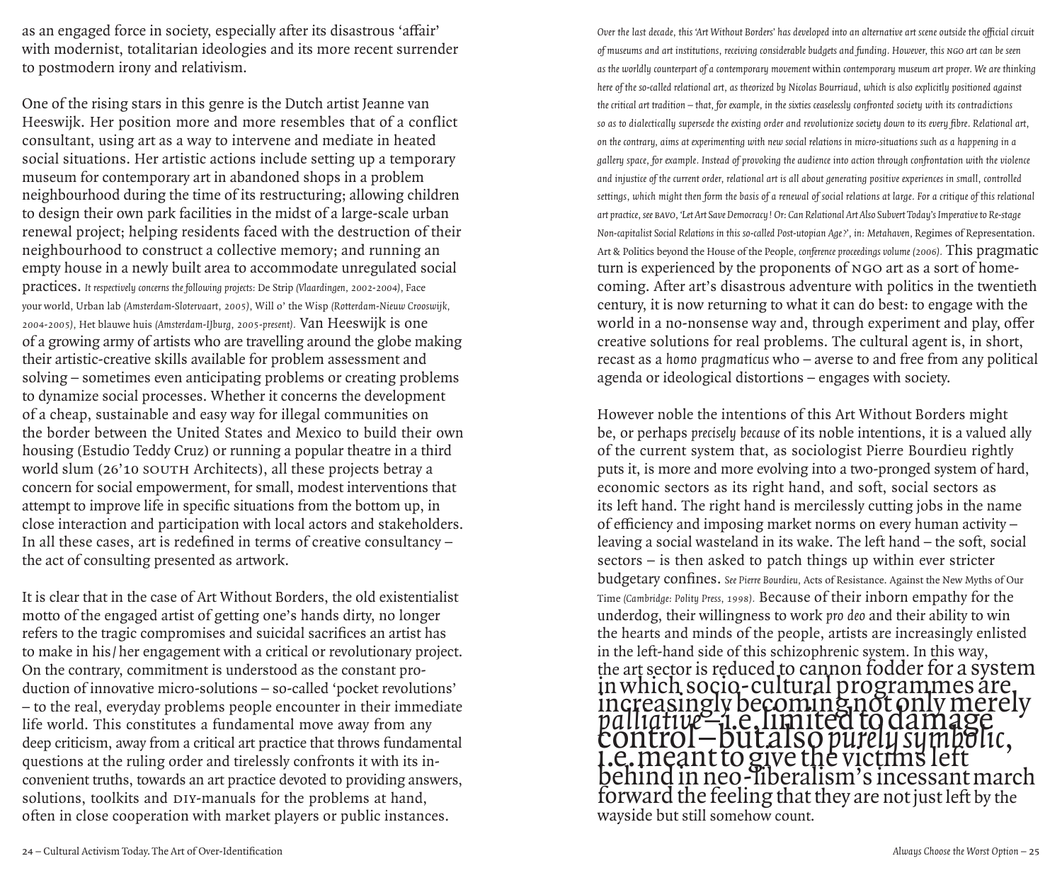as an engaged force in society, especially after its disastrous 'affair' with modernist, totalitarian ideologies and its more recent surrender to postmodern irony and relativism.

One of the rising stars in this genre is the Dutch artist Jeanne van Heeswijk. Her position more and more resembles that of a conflict consultant, using art as a way to intervene and mediate in heated social situations. Her artistic actions include setting up a temporary museum for contemporary art in abandoned shops in a problem neighbourhood during the time of its restructuring; allowing children to design their own park facilities in the midst of a large-scale urban renewal project; helping residents faced with the destruction of their neighbourhood to construct a collective memory; and running an empty house in a newly built area to accommodate unregulated social practices. *It respectively concerns the following projects:* De Strip *(Vlaardingen, 2002-2004)*, Face your world, Urban lab *(Amsterdam-Slotervaart, 2005)*, Will o' the Wisp *(Rotterdam-Nieuw Crooswijk, 2004-2005)*, Het blauwe huis *(Amsterdam-IJburg, 2005-present).* Van Heeswijk is one of a growing army of artists who are travelling around the globe making their artistic-creative skills available for problem assessment and solving – sometimes even anticipating problems or creating problems to dynamize social processes. Whether it concerns the development of a cheap, sustainable and easy way for illegal communities on the border between the United States and Mexico to build their own housing (Estudio Teddy Cruz) or running a popular theatre in a third world slum (26'10 SOUTH Architects), all these projects betray a concern for social empowerment, for small, modest interventions that attempt to improve life in specific situations from the bottom up, in close interaction and participation with local actors and stakeholders. In all these cases, art is redefined in terms of creative consultancy – the act of consulting presented as artwork.

It is clear that in the case of Art Without Borders, the old existentialist motto of the engaged artist of getting one's hands dirty, no longer refers to the tragic compromises and suicidal sacrifices an artist has to make in his/her engagement with a critical or revolutionary project. On the contrary, commitment is understood as the constant production of innovative micro-solutions – so-called 'pocket revolutions' – to the real, everyday problems people encounter in their immediate life world. This constitutes a fundamental move away from any deep criticism, away from a critical art practice that throws fundamental questions at the ruling order and tirelessly confronts it with its inconvenient truths, towards an art practice devoted to providing answers, solutions, toolkits and DIY-manuals for the problems at hand, often in close cooperation with market players or public instances.

*Over the last decade, this 'Art Without Borders' has developed into an alternative art scene outside the official circuit of museums and art institutions, receiving considerable budgets and funding. However, this NGO art can be seen as the worldly counterpart of a contemporary movement within contemporary museum art proper. We are thinking here of the so-called relational art, as theorized by Nicolas Bourriaud, which is also explicitly positioned against the critical art tradition – that, for example, in the sixties ceaselessly confronted society with its contradictions so as to dialectically supersede the existing order and revolutionize society down to its every fibre. Relational art, on the contrary, aims at experimenting with new social relations in micro-situations such as a happening in a gallery space, for example. Instead of provoking the audience into action through confrontation with the violence and injustice of the current order, relational art is all about generating positive experiences in small, controlled settings, which might then form the basis of a renewal of social relations at large. For a critique of this relational art practice, see BAVO, 'Let Art Save Democracy! Or: Can Relational Art Also Subvert Today's Imperative to Re-stage Non-capitalist Social Relations in this so-called Post-utopian Age?', in: Metahaven,* Regimes of Representation. Art & Politics beyond the House of the People, *conference proceedings volume (2006).* This pragmatic turn is experienced by the proponents of NGO art as a sort of homecoming. After art's disastrous adventure with politics in the twentieth century, it is now returning to what it can do best: to engage with the world in a no-nonsense way and, through experiment and play, offer creative solutions for real problems. The cultural agent is, in short, recast as a *homo pragmaticus* who – averse to and free from any political agenda or ideological distortions – engages with society.

However noble the intentions of this Art Without Borders might be, or perhaps *precisely because* of its noble intentions, it is a valued ally of the current system that, as sociologist Pierre Bourdieu rightly puts it, is more and more evolving into a two-pronged system of hard, economic sectors as its right hand, and soft, social sectors as its left hand. The right hand is mercilessly cutting jobs in the name of efficiency and imposing market norms on every human activity – leaving a social wasteland in its wake. The left hand – the soft, social sectors – is then asked to patch things up within ever stricter budgetary confines. *See Pierre Bourdieu,* Acts of Resistance. Against the New Myths of Our Time *(Cambridge: Polity Press, 1998).* Because of their inborn empathy for the underdog, their willingness to work *pro deo* and their ability to win the hearts and minds of the people, artists are increasingly enlisted in the left-hand side of this schizophrenic system. In this way, the art sector is reduced to cannon fodder for a system in which socio-cultural programmes are increasingly becoming not only merely *palliative* – i.e. limited to damage control – but also *purely symbolic*, i.e. meant to give the victims left behind in neo-liberalism's incessant march forward the feeling that they are not just left by the wayside but still somehow count.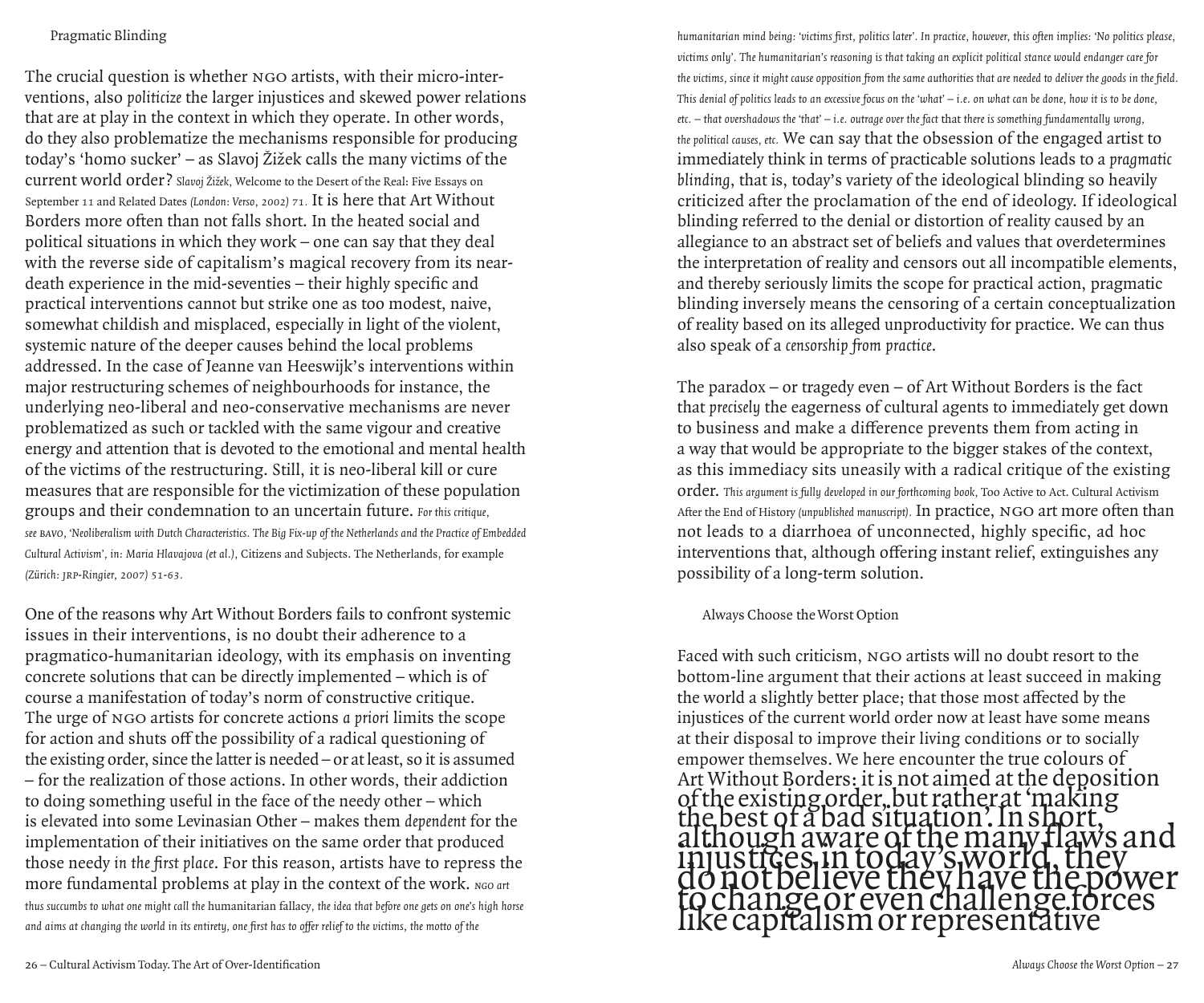## Pragmatic Blinding

The crucial question is whether NGO artists, with their micro-interventions, also *politicize* the larger injustices and skewed power relations that are at play in the context in which they operate. In other words, do they also problematize the mechanisms responsible for producing today's 'homo sucker' – as Slavoj Žižek calls the many victims of the current world order? Slavoj Žižek, Welcome to the Desert of the Real: Five Essays on September 11 and Related Dates *(London: Verso, 2002) 71.* It is here that Art Without Borders more often than not falls short. In the heated social and political situations in which they work – one can say that they deal with the reverse side of capitalism's magical recovery from its near-death experience in the mid-seventies – their highly specific and practical interventions cannot but strike one as too modest, naive, somewhat childish and misplaced, especially in light of the violent, systemic nature of the deeper causes behind the local problems addressed. In the case of Jeanne van Heeswijk's interventions within major restructuring schemes of neighbourhoods for instance, the underlying neo-liberal and neo-conservative mechanisms are never problematized as such or tackled with the same vigour and creative energy and attention that is devoted to the emotional and mental health of the victims of the restructuring. Still, it is neo-liberal kill or cure measures that are responsible for the victimization of these population groups and their condemnation to an uncertain future. *For this critique, see BAVO, 'Neoliberalism with Dutch Characteristics. The Big Fix-up of the Netherlands and the Practice of Embedded Cultural Activism', in: Maria Hlavajova (et al.),* Citizens and Subjects. The Netherlands, for example *(Zürich: JRP-Ringier, 2007) 51-63.*

One of the reasons why Art Without Borders fails to confront systemic issues in their interventions, is no doubt their adherence to a pragmatico-humanitarian ideology, with its emphasis on inventing concrete solutions that can be directly implemented – which is of course a manifestation of today's norm of constructive critique. The urge of NGO artists for concrete actions *a priori* limits the scope for action and shuts off the possibility of a radical questioning of the existing order, since the latter is needed – or at least, so it is assumed – for the realization of those actions. In other words, their addiction to doing something useful in the face of the needy other – which is elevated into some Levinasian Other – makes them *dependent* for the implementation of their initiatives on the same order that produced those needy *in the first place*. For this reason, artists have to repress the more fundamental problems at play in the context of the work. *NGO art thus succumbs to what one might call the* humanitarian fallacy, *the idea that before one gets on one's high horse and aims at changing the world in its entirety, one first has to offer relief to the victims, the motto of the humanitarian mind being: 'victims first, politics later'. In practice, however, this often implies: 'No politics please, victims only'. The humanitarian's reasoning is that taking an explicit political stance would endanger care for the victims, since it might cause opposition from the same authorities that are needed to deliver the goods in the field. This denial of politics leads to an excessive focus on the 'what' – i.e. on what can be done, how it is to be done, etc. – that overshadows the 'that' – i.e. outrage over the fact that there is something fundamentally wrong, the political causes, etc.* We can say that the obsession of the engaged artist to immediately think in terms of practicable solutions leads to a *pragmatic blinding*, that is, today's variety of the ideological blinding so heavily criticized after the proclamation of the end of ideology. If ideological blinding referred to the denial or distortion of reality caused by an allegiance to an abstract set of beliefs and values that overdetermines the interpretation of reality and censors out all incompatible elements, and thereby seriously limits the scope for practical action, pragmatic blinding inversely means the censoring of a certain conceptualization of reality based on its alleged unproductivity for practice. We can thus also speak of a *censorship from practice*.

The paradox – or tragedy even – of Art Without Borders is the fact that *precisely* the eagerness of cultural agents to immediately get down to business and make a difference prevents them from acting in a way that would be appropriate to the bigger stakes of the context, as this immediacy sits uneasily with a radical critique of the existing order. *This argument is fully developed in our forthcoming book,* Too Active to Act. Cultural Activism After the End of History *(unpublished manuscript).* In practice, NGO art more often than not leads to a diarrhoea of unconnected, highly specific, ad hoc interventions that, although offering instant relief, extinguishes any possibility of a long-term solution.

## Always Choose the Worst Option

Faced with such criticism, NGO artists will no doubt resort to the bottom-line argument that their actions at least succeed in making the world a slightly better place; that those most affected by the injustices of the current world order now at least have some means at their disposal to improve their living conditions or to socially empower themselves. We here encounter the true colours of Art Without Borders: it is not aimed at the deposition of the existing order, but rather at 'making the best of a bad situation'. In short, although aware of the many flaws and injustices in today's world, they do not believe they have the power to change or even challenge forces like capitalism or representative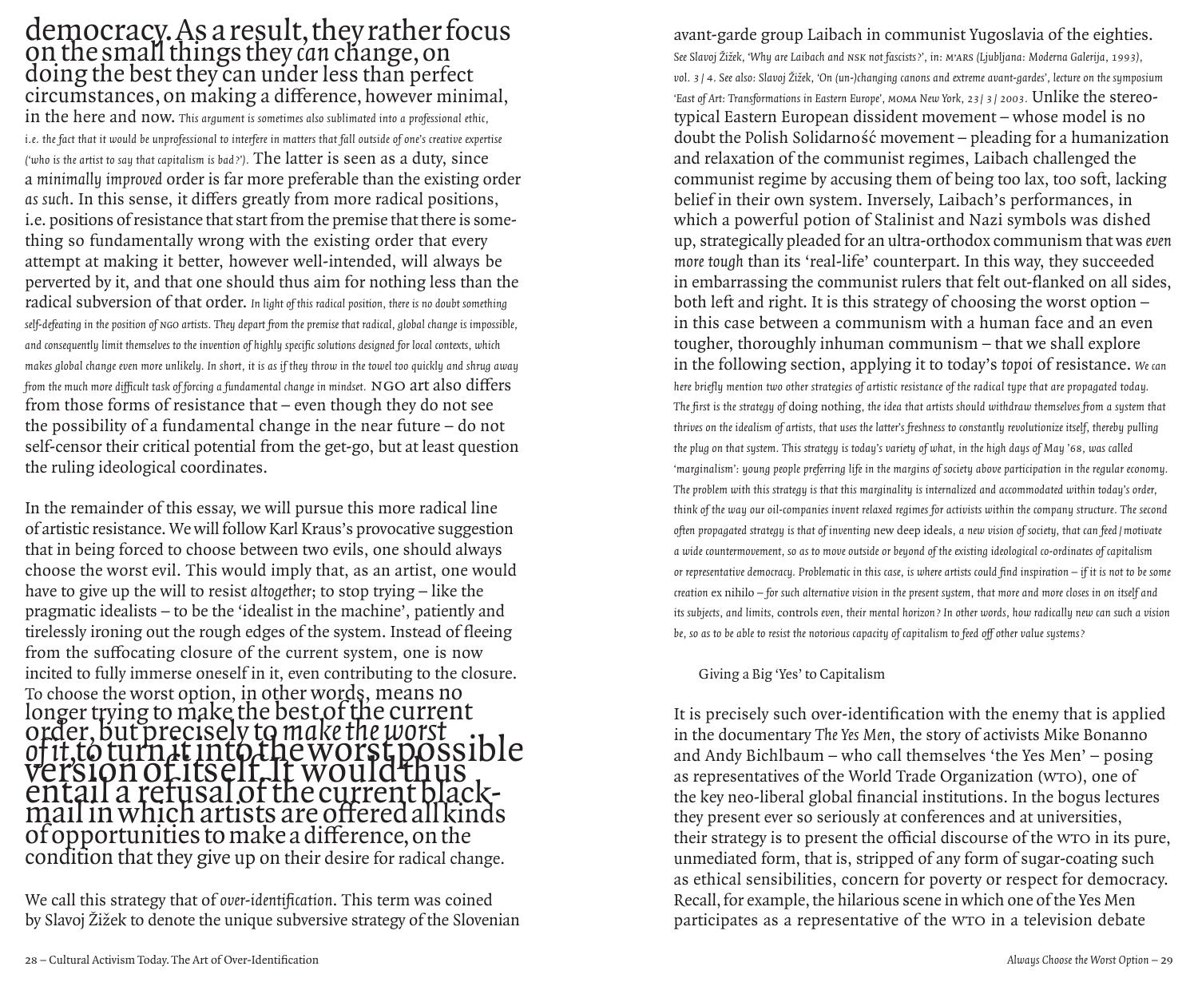democracy. As a result, they rather focus on the small things they *can* change, on doing the best they can under less than perfect circumstances, on making a difference, however minimal, in the here and now. *This argument is sometimes also sublimated into a professional ethic, i.e. the fact that it would be unprofessional to interfere in matters that fall outside of one's creative expertise ('who is the artist to say that capitalism is bad?').* The latter is seen as a duty, since a *minimally improved* order is far more preferable than the existing order *as such*. In this sense, it differs greatly from more radical positions, i.e. positions of resistance that start from the premise that there is something so fundamentally wrong with the existing order that every attempt at making it better, however well-intended, will always be perverted by it, and that one should thus aim for nothing less than the radical subversion of that order. *In light of this radical position, there is no doubt something self-defeating in the position of NGO artists. They depart from the premise that radical, global change is impossible, and consequently limit themselves to the invention of highly specific solutions designed for local contexts, which makes global change even more unlikely. In short, it is as if they throw in the towel too quickly and shrug away from the much more difficult task of forcing a fundamental change in mindset.* NGO art also differs from those forms of resistance that – even though they do not see the possibility of a fundamental change in the near future – do not self-censor their critical potential from the get-go, but at least question the ruling ideological coordinates.

In the remainder of this essay, we will pursue this more radical line of artistic resistance. We will follow Karl Kraus's provocative suggestion that in being forced to choose between two evils, one should always choose the worst evil. This would imply that, as an artist, one would have to give up the will to resist *altogether*; to stop trying – like the pragmatic idealists – to be the 'idealist in the machine', patiently and tirelessly ironing out the rough edges of the system. Instead of fleeing from the suffocating closure of the current system, one is now incited to fully immerse oneself in it, even contributing to the closure. To choose the worst option, in other words, means no longer trying to make the best of the current order, but precisely to *make the worst of it*, to turn it into the worst possible version of itself. It would thus entail a refusal of the current blackmail in which artists are offered all kinds of opportunities to make a difference, on the condition that they give up on their desire for radical change.

We call this strategy that of *over-identification*. This term was coined by Slavoj Žižek to denote the unique subversive strategy of the Slovenian avant-garde group Laibach in communist Yugoslavia of the eighties. *See Slavoj Žižek, 'Why are Laibach and NSK not fascists?', in: M'ARS (Ljubljana: Moderna Galerija, 1993), vol. 3/4. See also: Slavoj Žižek, 'On (un-)changing canons and extreme avant-gardes', lecture on the symposium 'East of Art: Transformations in Eastern Europe', MOMA New York, 23/3/2003.* Unlike the stereotypical Eastern European dissident movement – whose model is no doubt the Polish Solidarność movement – pleading for a humanization and relaxation of the communist regimes, Laibach challenged the communist regime by accusing them of being too lax, too soft, lacking belief in their own system. Inversely, Laibach's performances, in which a powerful potion of Stalinist and Nazi symbols was dished up, strategically pleaded for an ultra-orthodox communism that was *even more tough* than its 'real-life' counterpart. In this way, they succeeded in embarrassing the communist rulers that felt out-flanked on all sides, both left and right. It is this strategy of choosing the worst option – in this case between a communism with a human face and an even tougher, thoroughly inhuman communism – that we shall explore in the following section, applying it to today's *topoi* of resistance. *We can here briefly mention two other strategies of artistic resistance of the radical type that are propagated today. The first is the strategy of* doing nothing, *the idea that artists should withdraw themselves from a system that thrives on the idealism of artists, that uses the latter's freshness to constantly revolutionize itself, thereby pulling the plug on that system. This strategy is today's variety of what, in the high days of May '68, was called 'marginalism': young people preferring life in the margins of society above participation in the regular economy. The problem with this strategy is that this marginality is internalized and accommodated within today's order, think of the way our oil-companies invent relaxed regimes for activists within the company structure. The second often propagated strategy is that of inventing* new deep ideals, *a new vision of society, that can feed/motivate a wide countermovement, so as to move outside or beyond of the existing ideological co-ordinates of capitalism or representative democracy. Problematic in this case, is where artists could find inspiration – if it is not to be some creation* ex nihilo *– for such alternative vision in the present system, that more and more closes in on itself and its subjects, and limits,* controls *even, their mental horizon? In other words, how radically new can such a vision be, so as to be able to resist the notorious capacity of capitalism to feed off other value systems?*

## Giving a Big 'Yes' to Capitalism

It is precisely such over-identification with the enemy that is applied in the documentary *The Yes Men*, the story of activists Mike Bonanno and Andy Bichlbaum – who call themselves 'the Yes Men' – posing as representatives of the World Trade Organization (WTO), one of the key neo-liberal global financial institutions. In the bogus lectures they present ever so seriously at conferences and at universities, their strategy is to present the official discourse of the WTO in its pure, unmediated form, that is, stripped of any form of sugar-coating such as ethical sensibilities, concern for poverty or respect for democracy. Recall, for example, the hilarious scene in which one of the Yes Men participates as a representative of the WTO in a television debate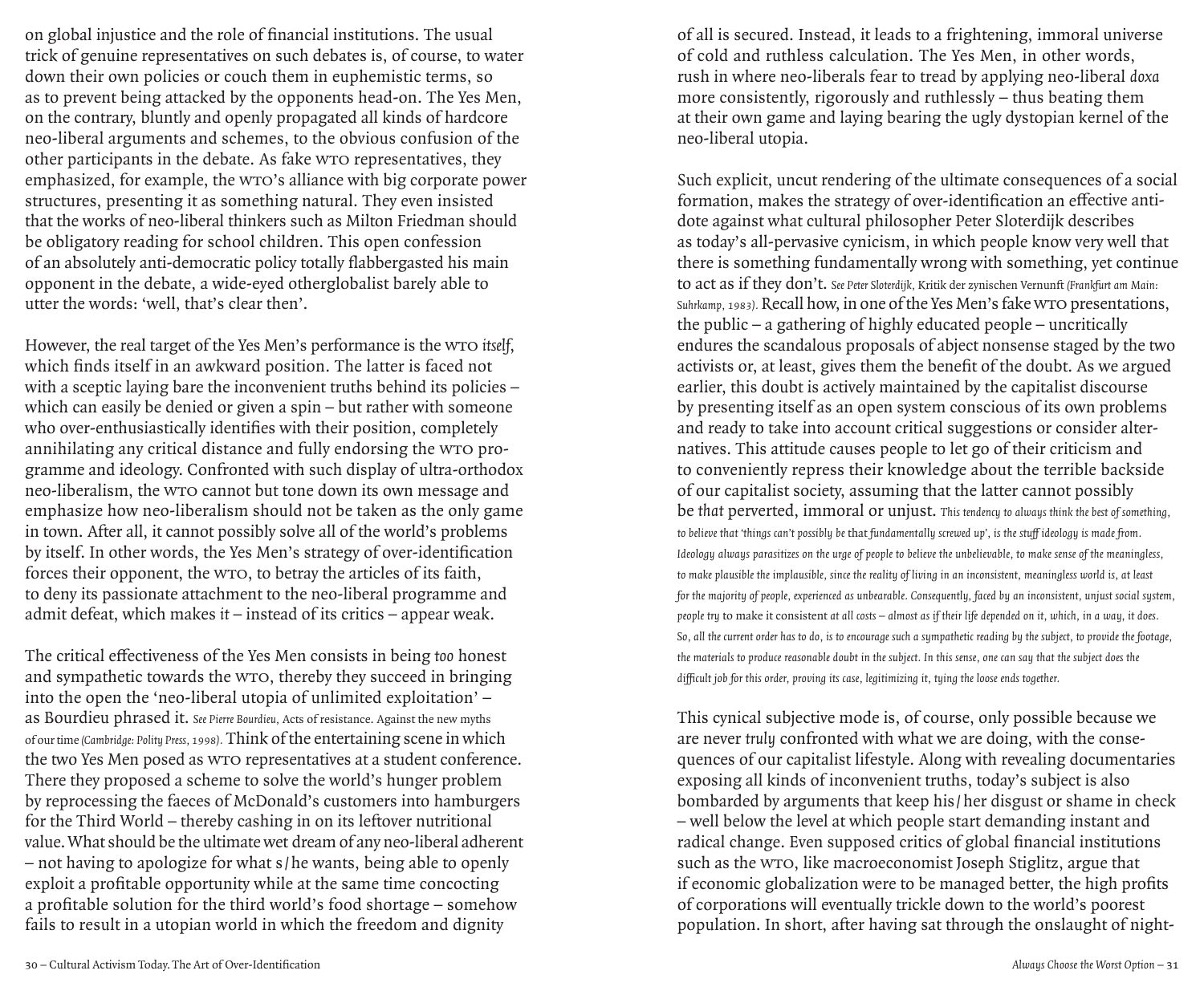on global injustice and the role of financial institutions. The usual trick of genuine representatives on such debates is, of course, to water down their own policies or couch them in euphemistic terms, so as to prevent being attacked by the opponents head-on. The Yes Men, on the contrary, bluntly and openly propagated all kinds of hardcore neo-liberal arguments and schemes, to the obvious confusion of the other participants in the debate. As fake WTO representatives, they emphasized, for example, the WTO's alliance with big corporate power structures, presenting it as something natural. They even insisted that the works of neo-liberal thinkers such as Milton Friedman should be obligatory reading for school children. This open confession of an absolutely anti-democratic policy totally flabbergasted his main opponent in the debate, a wide-eyed otherglobalist barely able to utter the words: 'well, that's clear then'.

However, the real target of the Yes Men's performance is the WTO *itself*, which finds itself in an awkward position. The latter is faced not with a sceptic laying bare the inconvenient truths behind its policies – which can easily be denied or given a spin – but rather with someone who over-enthusiastically identifies with their position, completely annihilating any critical distance and fully endorsing the WTO programme and ideology. Confronted with such display of ultra-orthodox neo-liberalism, the WTO cannot but tone down its own message and emphasize how neo-liberalism should not be taken as the only game in town. After all, it cannot possibly solve all of the world's problems by itself. In other words, the Yes Men's strategy of over-identification forces their opponent, the WTO, to betray the articles of its faith, to deny its passionate attachment to the neo-liberal programme and admit defeat, which makes *it* – instead of its critics – appear weak.

The critical effectiveness of the Yes Men consists in being *too* honest and sympathetic towards the WTO, thereby they succeed in bringing into the open the 'neo-liberal utopia of unlimited exploitation' – as Bourdieu phrased it. *See Pierre Bourdieu,* Acts of resistance. Against the new myths of our time *(Cambridge: Polity Press, 1998).* Think of the entertaining scene in which the two Yes Men posed as WTO representatives at a student conference. There they proposed a scheme to solve the world's hunger problem by reprocessing the faeces of McDonald's customers into hamburgers for the Third World – thereby cashing in on its leftover nutritional value. What should be the ultimate wet dream of any neo-liberal adherent – not having to apologize for what s/he wants, being able to openly exploit a profitable opportunity while at the same time concocting a profitable solution for the third world's food shortage – somehow fails to result in a utopian world in which the freedom and dignity of all is secured. Instead, it leads to a frightening, immoral universe of cold and ruthless calculation. The Yes Men, in other words, rush in where neo-liberals fear to tread by applying neo-liberal *doxa* more consistently, rigorously and ruthlessly – thus beating them at their own game and laying bearing the ugly dystopian kernel of the neo-liberal utopia.

Such explicit, uncut rendering of the ultimate consequences of a social formation, makes the strategy of over-identification an effective antidote against what cultural philosopher Peter Sloterdijk describes as today's all-pervasive cynicism, in which people know very well that there is something fundamentally wrong with something, yet continue to act as if they don't. *See Peter Sloterdijk,* Kritik der zynischen Vernunft *(Frankfurt am Main: Suhrkamp, 1983).* Recall how, in one of the Yes Men's fake WTO presentations, the public – a gathering of highly educated people – uncritically endures the scandalous proposals of abject nonsense staged by the two activists or, at least, gives them the benefit of the doubt. As we argued earlier, this doubt is actively maintained by the capitalist discourse by presenting itself as an open system conscious of its own problems and ready to take into account critical suggestions or consider alternatives. This attitude causes people to let go of their criticism and to conveniently repress their knowledge about the terrible backside of our capitalist society, assuming that the latter cannot possibly be *that* perverted, immoral or unjust. *This tendency to always think the best of something, to believe that 'things can't possibly be* that *fundamentally screwed up', is the stuff ideology is made from. Ideology always parasitizes on the urge of people to believe the unbelievable, to make sense of the meaningless, to make plausible the implausible, since the reality of living in an inconsistent, meaningless world is, at least for the majority of people, experienced as unbearable. Consequently, faced by an inconsistent, unjust social system, people try to make it consistent at all costs – almost as if their life depended on it, which, in a way, it does. So, all the current order has to do, is to encourage such a sympathetic reading by the subject, to provide the footage, the materials to produce reasonable doubt in the subject. In this sense, one can say that the subject does the difficult job for this order, proving its case, legitimizing it, tying the loose ends together.*

This cynical subjective mode is, of course, only possible because we are never *truly* confronted with what we are doing, with the consequences of our capitalist lifestyle. Along with revealing documentaries exposing all kinds of inconvenient truths, today's subject is also bombarded by arguments that keep his/her disgust or shame in check – well below the level at which people start demanding instant and radical change. Even supposed critics of global financial institutions such as the WTO, like macroeconomist Joseph Stiglitz, argue that if economic globalization were to be managed better, the high profits of corporations will eventually trickle down to the world's poorest population. In short, after having sat through the onslaught of night-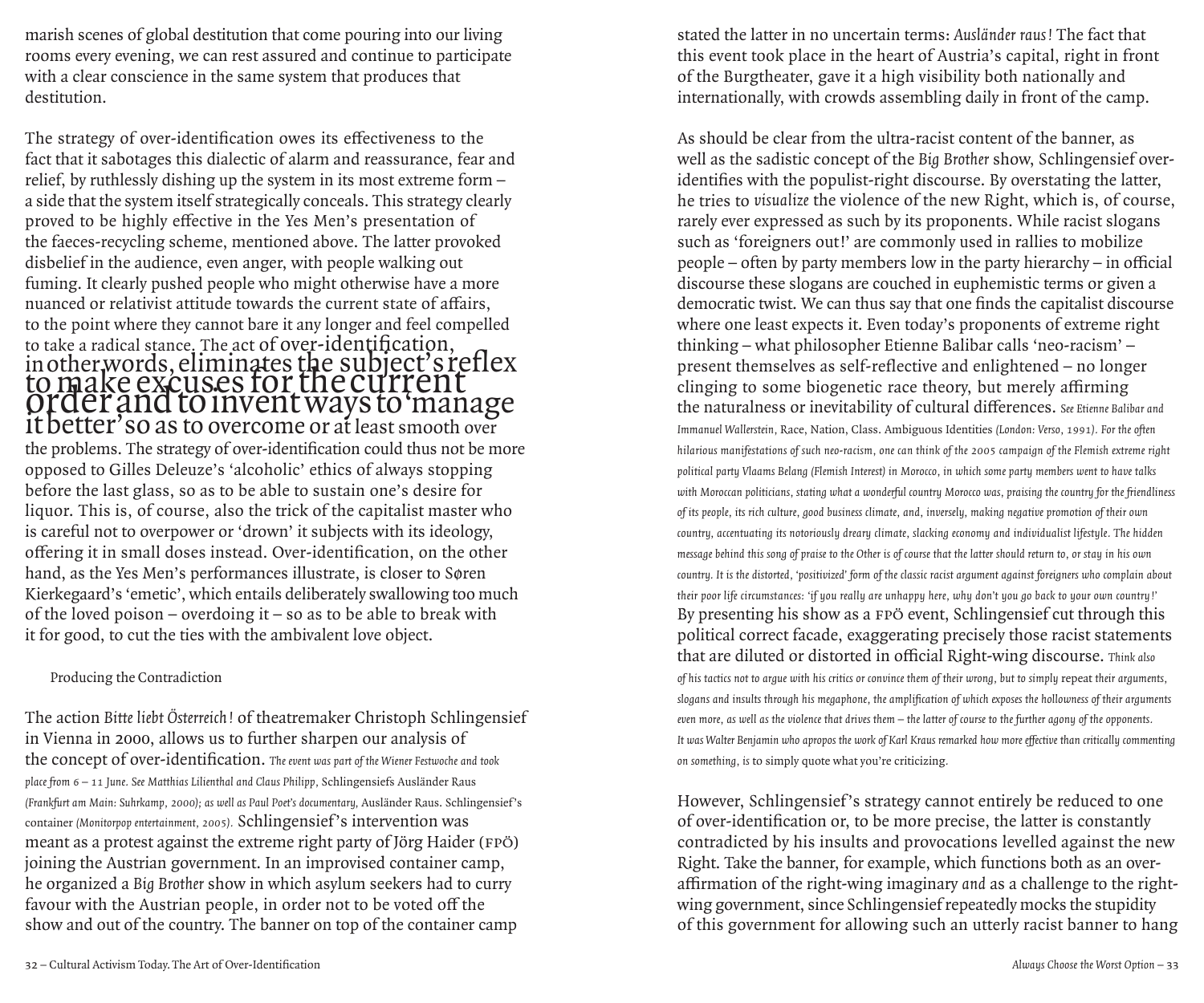marish scenes of global destitution that come pouring into our living rooms every evening, we can rest assured and continue to participate with a clear conscience in the same system that produces that destitution.

The strategy of over-identification owes its effectiveness to the fact that it sabotages this dialectic of alarm and reassurance, fear and relief, by ruthlessly dishing up the system in its most extreme form – a side that the system itself strategically conceals. This strategy clearly proved to be highly effective in the Yes Men's presentation of the faeces-recycling scheme, mentioned above. The latter provoked disbelief in the audience, even anger, with people walking out fuming. It clearly pushed people who might otherwise have a more nuanced or relativist attitude towards the current state of affairs, to the point where they cannot bare it any longer and feel compelled to take a radical stance. The act of over-identification, in other words, eliminates the subject's reflex to make excuses for the current order and to invent ways to 'manage it better' so as to overcome or at least smooth over the problems. The strategy of over-identification could thus not be more opposed to Gilles Deleuze's 'alcoholic' ethics of always stopping before the last glass, so as to be able to sustain one's desire for liquor. This is, of course, also the trick of the capitalist master who is careful not to overpower or 'drown' it subjects with its ideology, offering it in small doses instead. Over-identification, on the other hand, as the Yes Men's performances illustrate, is closer to Søren Kierkegaard's 'emetic', which entails deliberately swallowing too much of the loved poison – overdoing it – so as to be able to break with it for good, to cut the ties with the ambivalent love object.

## Producing the Contradiction

The action *Bitte liebt Österreich!* of theatremaker Christoph Schlingensief in Vienna in 2000, allows us to further sharpen our analysis of the concept of over-identification. *The event was part of the Wiener Festwoche and took place from 6 – 11 June. See Matthias Lilienthal and Claus Philipp,* Schlingensiefs Ausländer Raus *(Frankfurt am Main: Suhrkamp, 2000); as well as Paul Poet's documentary,* Ausländer Raus. Schlingensief's container *(Monitorpop entertainment, 2005).* Schlingensief's intervention was meant as a protest against the extreme right party of Jörg Haider (FPÖ) joining the Austrian government. In an improvised container camp, he organized a *Big Brother* show in which asylum seekers had to curry favour with the Austrian people, in order not to be voted off the show and out of the country. The banner on top of the container camp stated the latter in no uncertain terms: *Ausländer raus!* The fact that this event took place in the heart of Austria's capital, right in front of the Burgtheater, gave it a high visibility both nationally and internationally, with crowds assembling daily in front of the camp.

As should be clear from the ultra-racist content of the banner, as well as the sadistic concept of the *Big Brother* show, Schlingensief over-identifies with the populist-right discourse. By overstating the latter, he tries to *visualize* the violence of the new Right, which is, of course, rarely ever expressed as such by its proponents. While racist slogans such as 'foreigners out!' are commonly used in rallies to mobilize people – often by party members low in the party hierarchy – in official discourse these slogans are couched in euphemistic terms or given a democratic twist. We can thus say that one finds the capitalist discourse where one least expects it. Even today's proponents of extreme right thinking – what philosopher Etienne Balibar calls 'neo-racism' – present themselves as self-reflective and enlightened – no longer clinging to some biogenetic race theory, but merely affirming the naturalness or inevitability of cultural differences. *See Etienne Balibar and Immanuel Wallerstein,* Race, Nation, Class. Ambiguous Identities *(London: Verso, 1991). For the often hilarious manifestations of such neo-racism, one can think of the 2005 campaign of the Flemish extreme right political party Vlaams Belang (Flemish Interest) in Morocco, in which some party members went to have talks with Moroccan politicians, stating what a wonderful country Morocco was, praising the country for the friendliness of its people, its rich culture, good business climate, and, inversely, making negative promotion of their own country, accentuating its notoriously dreary climate, slacking economy and individualist lifestyle. The hidden message behind this song of praise to the Other is of course that the latter should return to, or stay in his own country. It is the distorted, 'positivized' form of the classic racist argument against foreigners who complain about their poor life circumstances: 'if you really are unhappy here, why don't you go back to your own country!'* By presenting his show as a FPÖ event, Schlingensief cut through this political correct facade, exaggerating precisely those racist statements that are diluted or distorted in official Right-wing discourse. *Think also of his tactics not to argue with his critics or convince them of their wrong, but to simply repeat their arguments, slogans and insults through his megaphone, the amplification of which exposes the hollowness of their arguments even more, as well as the violence that drives them – the latter of course to the further agony of the opponents. It was Walter Benjamin who apropos the work of Karl Kraus remarked how more effective than critically commenting on something, is to simply quote what you're criticizing.*

However, Schlingensief's strategy cannot entirely be reduced to one of over-identification or, to be more precise, the latter is constantly contradicted by his insults and provocations levelled against the new Right. Take the banner, for example, which functions both as an over-affirmation of the right-wing imaginary *and* as a challenge to the right-wing government, since Schlingensief repeatedly mocks the stupidity of this government for allowing such an utterly racist banner to hang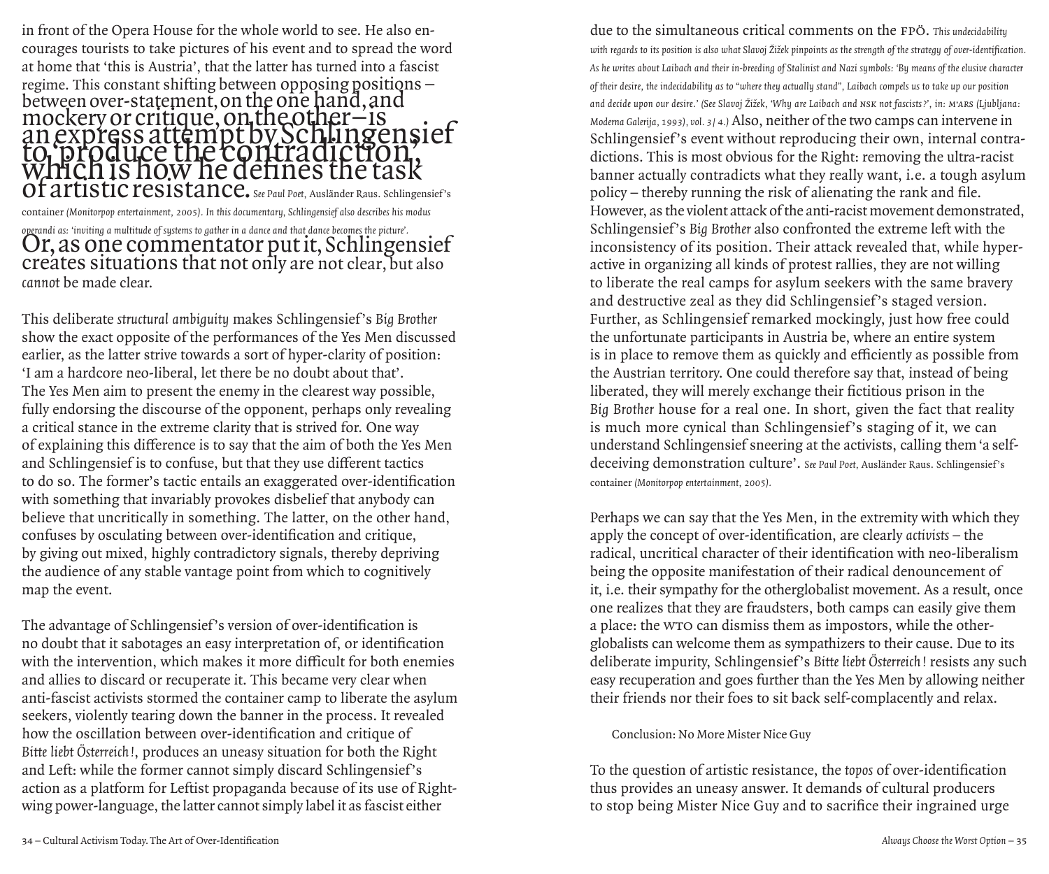in front of the Opera House for the whole world to see. He also encourages tourists to take pictures of his event and to spread the word at home that 'this is Austria', that the latter has turned into a fascist regime. This constant shifting between opposing positions – between over-statement, on the one hand, and mockery or critique, on the other – is an express attempt by Schlingensief to 'produce the contradiction', which is how he defines the task of artistic resistance. *See Paul Poet,* Ausländer Raus. Schlingensief's container *(Monitorpop entertainment, 2005). In this documentary, Schlingensief also describes his modus operandi as: 'inviting a multitude of systems to gather in a dance and that dance becomes the picture'.* Or, as one commentator put it, Schlingensief creates situations that not only are not clear, but also *cannot* be made clear.

This deliberate *structural ambiguity* makes Schlingensief's *Big Brother* show the exact opposite of the performances of the Yes Men discussed earlier, as the latter strive towards a sort of hyper-clarity of position: 'I am a hardcore neo-liberal, let there be no doubt about that'. The Yes Men aim to present the enemy in the clearest way possible, fully endorsing the discourse of the opponent, perhaps only revealing a critical stance in the extreme clarity that is strived for. One way of explaining this difference is to say that the aim of both the Yes Men and Schlingensief is to confuse, but that they use different tactics to do so. The former's tactic entails an exaggerated over-identification with something that invariably provokes disbelief that anybody can believe that uncritically in something. The latter, on the other hand, confuses by osculating between over-identification and critique, by giving out mixed, highly contradictory signals, thereby depriving the audience of any stable vantage point from which to cognitively map the event.

The advantage of Schlingensief's version of over-identification is no doubt that it sabotages an easy interpretation of, or identification with the intervention, which makes it more difficult for both enemies and allies to discard or recuperate it. This became very clear when anti-fascist activists stormed the container camp to liberate the asylum seekers, violently tearing down the banner in the process. It revealed how the oscillation between over-identification and critique of *Bitte liebt Österreich!*, produces an uneasy situation for both the Right and Left: while the former cannot simply discard Schlingensief's action as a platform for Leftist propaganda because of its use of Right-wing power-language, the latter cannot simply label it as fascist either due to the simultaneous critical comments on the FPÖ. *This undecidability with regards to its position is also what Slavoj Žižek pinpoints as the strength of the strategy of over-identification. As he writes about Laibach and their in-breeding of Stalinist and Nazi symbols: 'By means of the elusive character of their desire, the indecidability as to "where they actually stand", Laibach compels us to take up our position and decide upon our desire.' (See Slavoj Žižek, 'Why are Laibach and NSK not fascists?', in:* M'ARS *(Ljubljana: Moderna Galerija, 1993), vol. 3/4.)* Also, neither of the two camps can intervene in Schlingensief's event without reproducing their own, internal contradictions. This is most obvious for the Right: removing the ultra-racist banner actually contradicts what they really want, i.e. a tough asylum policy – thereby running the risk of alienating the rank and file. However, as the violent attack of the anti-racist movement demonstrated, Schlingensief's *Big Brother* also confronted the extreme left with the inconsistency of its position. Their attack revealed that, while hyperactive in organizing all kinds of protest rallies, they are not willing to liberate the real camps for asylum seekers with the same bravery and destructive zeal as they did Schlingensief's staged version. Further, as Schlingensief remarked mockingly, just how free could the unfortunate participants in Austria be, where an entire system is in place to remove them as quickly and efficiently as possible from the Austrian territory. One could therefore say that, instead of being liberated, they will merely exchange their fictitious prison in the *Big Brother* house for a real one. In short, given the fact that reality is much more cynical than Schlingensief's staging of it, we can understand Schlingensief sneering at the activists, calling them 'a self-deceiving demonstration culture'. *See Paul Poet,* Ausländer Raus. Schlingensief's container *(Monitorpop entertainment, 2005).*

Perhaps we can say that the Yes Men, in the extremity with which they apply the concept of over-identification, are clearly *activists* – the radical, uncritical character of their identification with neo-liberalism being the opposite manifestation of their radical denouncement of it, i.e. their sympathy for the otherglobalist movement. As a result, once one realizes that they are fraudsters, both camps can easily give them a place: the WTO can dismiss them as impostors, while the other-globalists can welcome them as sympathizers to their cause. Due to its deliberate impurity, Schlingensief's *Bitte liebt Österreich!* resists any such easy recuperation and goes further than the Yes Men by allowing neither their friends nor their foes to sit back self-complacently and relax.

## Conclusion: No More Mister Nice Guy

To the question of artistic resistance, the *topos* of over-identification thus provides an uneasy answer. It demands of cultural producers to stop being Mister Nice Guy and to sacrifice their ingrained urge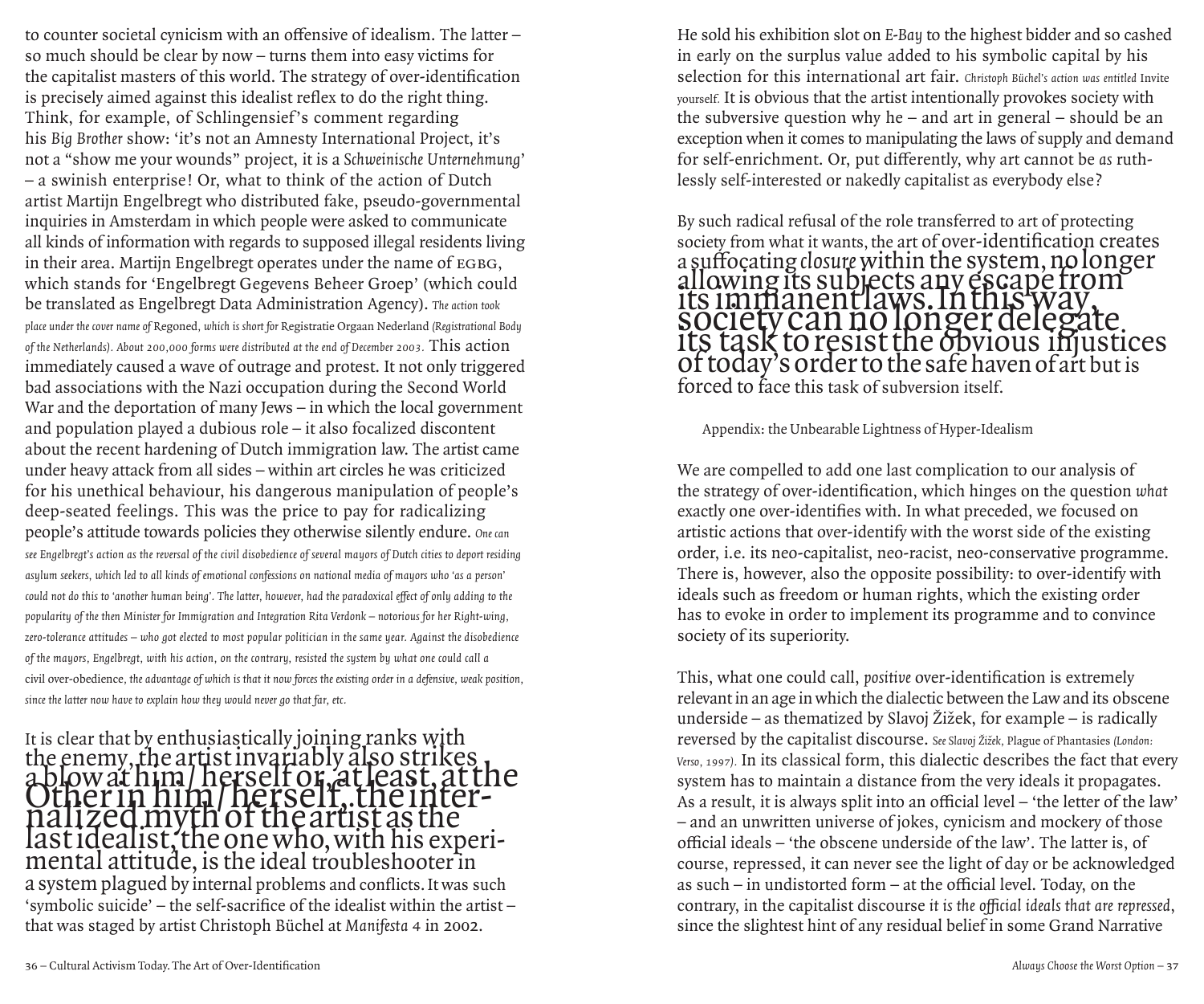to counter societal cynicism with an offensive of idealism. The latter – so much should be clear by now – turns them into easy victims for the capitalist masters of this world. The strategy of over-identification is precisely aimed against this idealist reflex to do the right thing. Think, for example, of Schlingensief's comment regarding his *Big Brother* show: 'it's not an Amnesty International Project, it's not a "show me your wounds" project, it is a *Schweinische Unternehmung*' – a swinish enterprise! Or, what to think of the action of Dutch artist Martijn Engelbregt who distributed fake, pseudo-governmental inquiries in Amsterdam in which people were asked to communicate all kinds of information with regards to supposed illegal residents living in their area. Martijn Engelbregt operates under the name of EGBG, which stands for 'Engelbregt Gegevens Beheer Groep' (which could be translated as Engelbregt Data Administration Agency). *The action took place under the cover name of* Regoned, *which is short for* Registratie Orgaan Nederland *(Registrational Body of the Netherlands). About 200,000 forms were distributed at the end of December 2003.* This action immediately caused a wave of outrage and protest. It not only triggered bad associations with the Nazi occupation during the Second World War and the deportation of many Jews – in which the local government and population played a dubious role – it also focalized discontent about the recent hardening of Dutch immigration law. The artist came under heavy attack from all sides – within art circles he was criticized for his unethical behaviour, his dangerous manipulation of people's deep-seated feelings. This was the price to pay for radicalizing people's attitude towards policies they otherwise silently endure. *One can see Engelbregt's action as the reversal of the civil disobedience of several mayors of Dutch cities to deport residing asylum seekers, which led to all kinds of emotional confessions on national media of mayors who 'as a person' could not do this to 'another human being'. The latter, however, had the paradoxical effect of only adding to the popularity of the then Minister for Immigration and Integration Rita Verdonk – notorious for her Right-wing, zero-tolerance attitudes – who got elected to most popular politician in the same year. Against the disobedience of the mayors, Engelbregt, with his action, on the contrary, resisted the system by what one could call a* civil over-obedience, *the advantage of which is that it now forces the existing order in a defensive, weak position, since the latter now have to explain how they would never go that far, etc.*

It is clear that by enthusiastically joining ranks with the enemy, the artist invariably also strikes a blow at him/herself or, at least, at the Other in him/herself, the internalized myth of the artist as the last idealist, the one who, with his experimental attitude, is the ideal troubleshooter in a system plagued by internal problems and conflicts. It was such 'symbolic suicide' – the self-sacrifice of the idealist within the artist – that was staged by artist Christoph Büchel at *Manifesta* 4 in 2002. He sold his exhibition slot on *E-Bay* to the highest bidder and so cashed in early on the surplus value added to his symbolic capital by his selection for this international art fair. *Christoph Büchel's action was entitled* Invite yourself. It is obvious that the artist intentionally provokes society with the subversive question why he – and art in general – should be an exception when it comes to manipulating the laws of supply and demand for self-enrichment. Or, put differently, why art cannot be *as* ruthlessly self-interested or nakedly capitalist as everybody else?

By such radical refusal of the role transferred to art of protecting society from what it wants, the art of over-identification creates a suffocating *closure* within the system, no longer allowing its subjects any escape from its immanent laws. In this way, society can no longer delegate its task to resist the obvious injustices of today's order to the safe haven of art but is forced to face this task of subversion itself.

## Appendix: the Unbearable Lightness of Hyper-Idealism

We are compelled to add one last complication to our analysis of the strategy of over-identification, which hinges on the question *what* exactly one over-identifies with. In what preceded, we focused on artistic actions that over-identify with the worst side of the existing order, i.e. its neo-capitalist, neo-racist, neo-conservative programme. There is, however, also the opposite possibility: to over-identify with ideals such as freedom or human rights, which the existing order has to evoke in order to implement its programme and to convince society of its superiority.

This, what one could call, *positive* over-identification is extremely relevant in an age in which the dialectic between the Law and its obscene underside – as thematized by Slavoj Žižek, for example – is radically reversed by the capitalist discourse. *See Slavoj Žižek,* Plague of Phantasies *(London: Verso, 1997).* In its classical form, this dialectic describes the fact that every system has to maintain a distance from the very ideals it propagates. As a result, it is always split into an official level – 'the letter of the law' – and an unwritten universe of jokes, cynicism and mockery of those official ideals – 'the obscene underside of the law'. The latter is, of course, repressed, it can never see the light of day or be acknowledged as such – in undistorted form – at the official level. Today, on the contrary, in the capitalist discourse *it is the official ideals that are repressed*, since the slightest hint of any residual belief in some Grand Narrative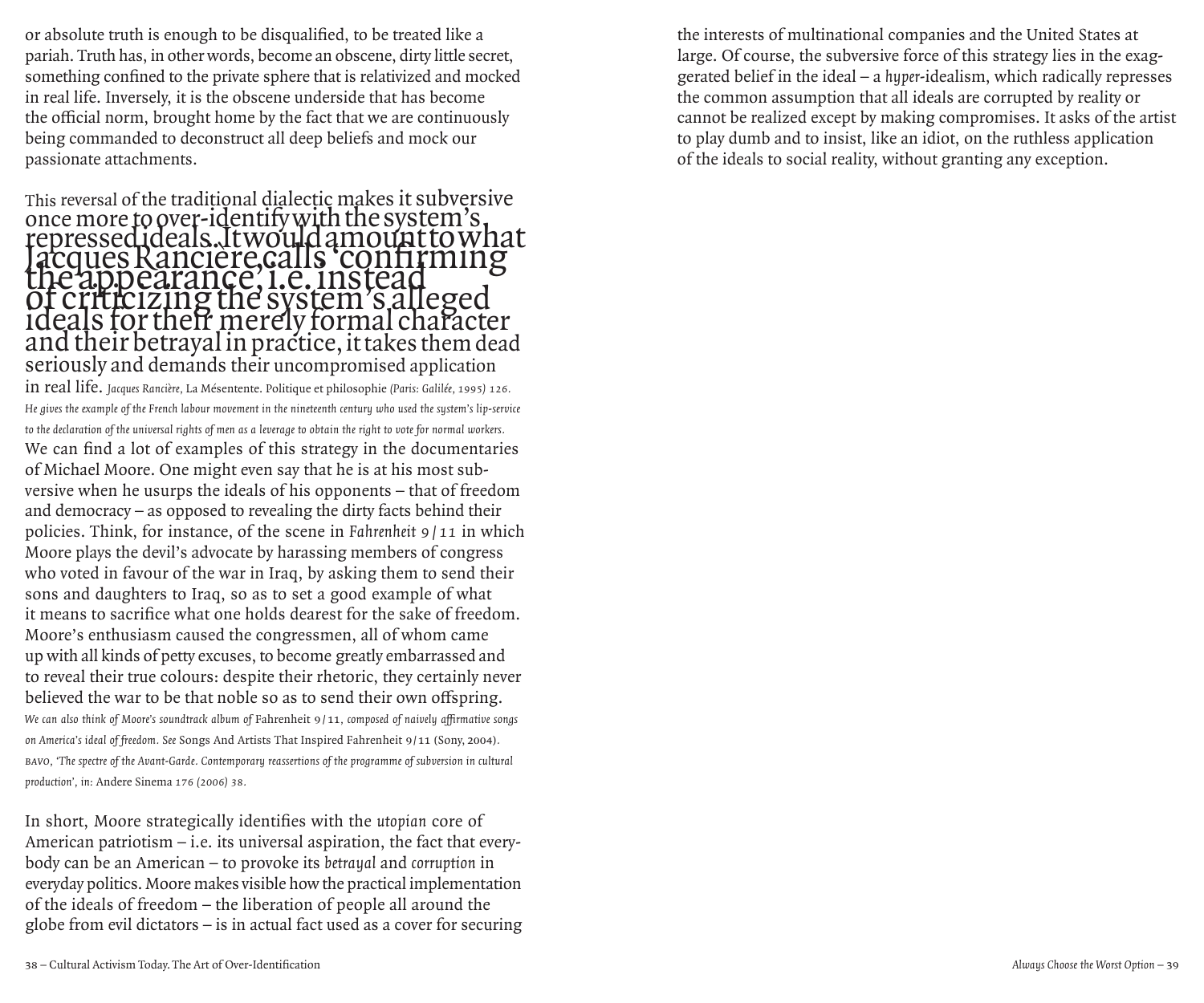or absolute truth is enough to be disqualified, to be treated like a pariah. Truth has, in other words, become an obscene, dirty little secret, something confined to the private sphere that is relativized and mocked in real life. Inversely, it is the obscene underside that has become the official norm, brought home by the fact that we are continuously being commanded to deconstruct all deep beliefs and mock our passionate attachments.

This reversal of the traditional dialectic makes it subversive once more to over-identify with the system's repressed ideals. It would amount to what Jacques Rancière calls 'confirming the appearance', i.e. instead of criticizing the system's alleged ideals for their merely formal character and their betrayal in practice, it takes them dead seriously and demands their uncompromised application in real life. *Jacques Rancière,* La Mésentente. Politique et philosophie *(Paris: Galilée, 1995) 126. He gives the example of the French labour movement in the nineteenth century who used the system's lip-service to the declaration of the universal rights of men as a leverage to obtain the right to vote for normal workers.* We can find a lot of examples of this strategy in the documentaries of Michael Moore. One might even say that he is at his most subversive when he usurps the ideals of his opponents – that of freedom and democracy – as opposed to revealing the dirty facts behind their policies. Think, for instance, of the scene in *Fahrenheit 9/11* in which Moore plays the devil's advocate by harassing members of congress who voted in favour of the war in Iraq, by asking them to send their sons and daughters to Iraq, so as to set a good example of what it means to sacrifice what one holds dearest for the sake of freedom. Moore's enthusiasm caused the congressmen, all of whom came up with all kinds of petty excuses, to become greatly embarrassed and to reveal their true colours: despite their rhetoric, they certainly never believed the war to be that noble so as to send their own offspring. *We can also think of Moore's soundtrack album of* Fahrenheit 9/11*, composed of naively affirmative songs on America's ideal of freedom. See* Songs And Artists That Inspired Fahrenheit 9/11 (Sony, 2004). *BAVO, 'The spectre of the Avant-Garde. Contemporary reassertions of the programme of subversion in cultural production', in:* Andere Sinema 176 *(2006) 38.*

In short, Moore strategically identifies with the *utopian* core of American patriotism – i.e. its universal aspiration, the fact that everybody can be an American – to provoke its *betrayal* and *corruption* in everyday politics. Moore makes visible how the practical implementation of the ideals of freedom – the liberation of people all around the globe from evil dictators – is in actual fact used as a cover for securing the interests of multinational companies and the United States at large. Of course, the subversive force of this strategy lies in the exaggerated belief in the ideal – a *hyper*-idealism, which radically represses the common assumption that all ideals are corrupted by reality or cannot be realized except by making compromises. It asks of the artist to play dumb and to insist, like an idiot, on the ruthless application of the ideals to social reality, without granting any exception.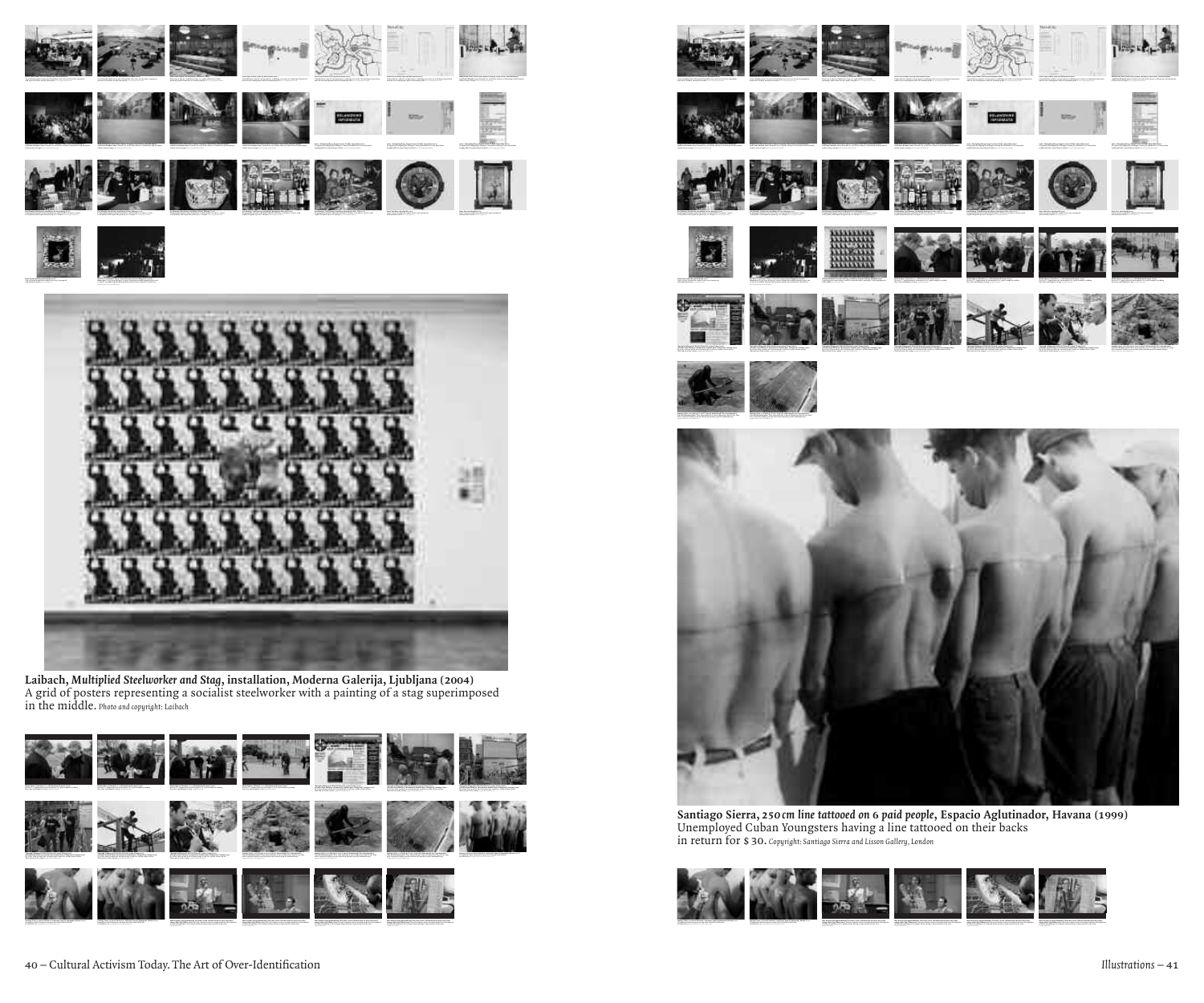**Laibach, *Multiplied Steelworker and Stag*, installation, Moderna Galerija, Ljubljana (2004)**
A grid of posters representing a socialist steelworker with a painting of a stag superimposed in the middle. *Photo and copyright: Laibach*

**Santiago Sierra, *250 cm line tattooed on 6 paid people*, Espacio Aglutinador, Havana (1999)**
Unemployed Cuban Youngsters having a line tattooed on their backs in return for $ 30. *Copyright: Santiago Sierra and Lisson Gallery, London*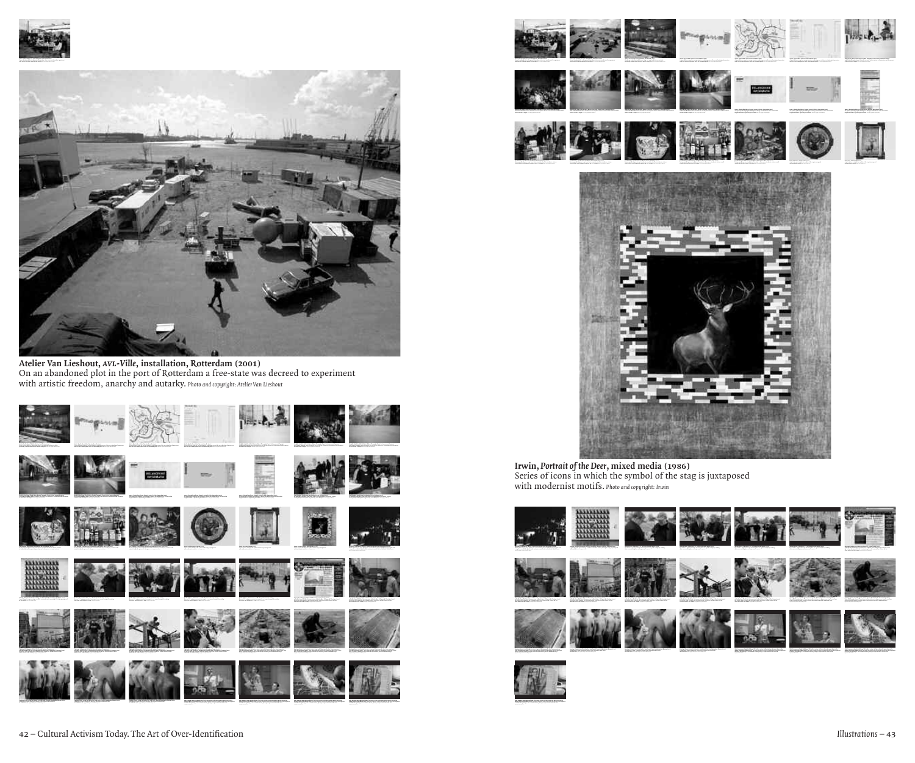**Atelier Van Lieshout, *AVL-Ville*, installation, Rotterdam (2001)**
On an abandoned plot in the port of Rotterdam a free-state was decreed to experiment with artistic freedom, anarchy and autarky. *Photo and copyright: Atelier Van Lieshout*

**Irwin, *Portrait of the Deer*, mixed media (1986)**
Series of icons in which the symbol of the stag is juxtaposed with modernist motifs. *Photo and copyright: Irwin*